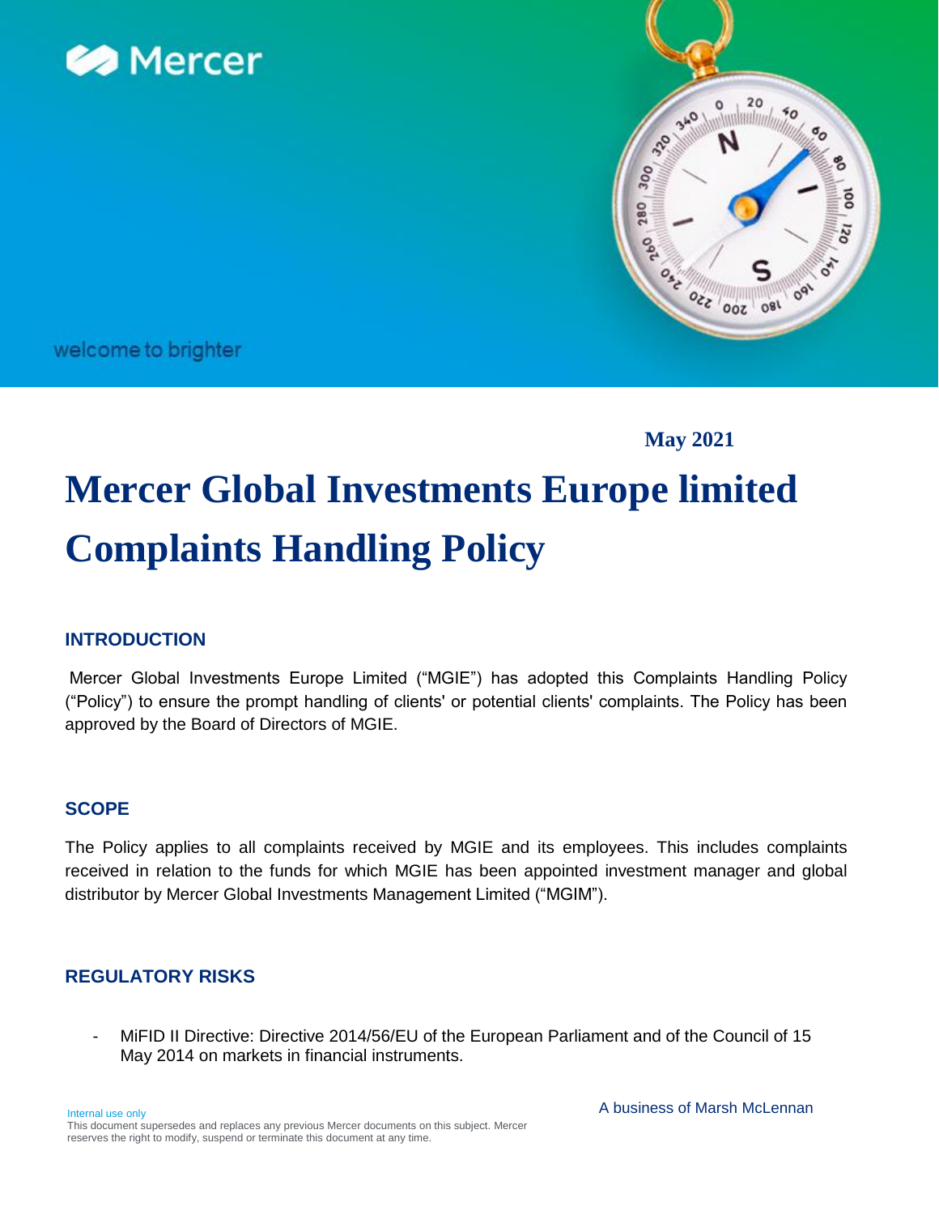Mercer

welcome to brighter

**May 2021**

# Mercer Global Investments Europe limited Complaints Handling Policy

## INTRODUCTION

Mercer Global Investments Europe Limited ("MGIE") has adopted this Complaints Handling Policy ("Policy") to ensure the prompt handling of clients' or potential clients' complaints. The Policy has been approved by the Board of Directors of MGIE.

## SCOPE

The Policy applies to all complaints received by MGIE and its employees. This includes complaints received in relation to the funds for which MGIE has been appointed investment manager and global distributor by Mercer Global Investments Management Limited ("MGIM").

## REGULATORY RISKS

- MiFID II Directive: Directive 2014/56/EU of the European Parliament and of the Council of 15 May 2014 on markets in financial instruments.

Internal use only
This document supersedes and replaces any previous Mercer documents on this subject. Mercer reserves the right to modify, suspend or terminate this document at any time.

A business of Marsh McLennan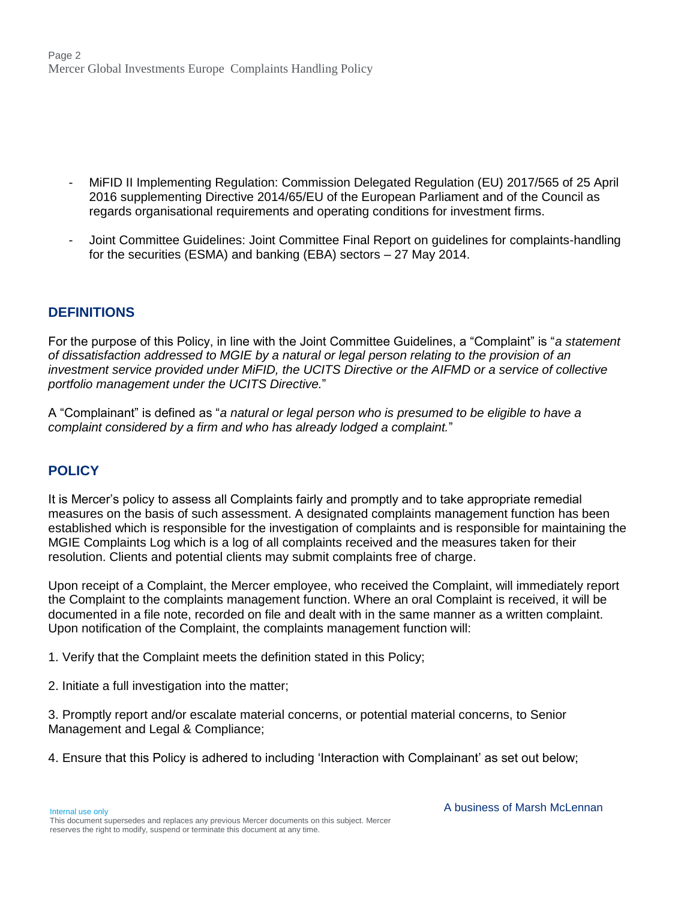- MiFID II Implementing Regulation: Commission Delegated Regulation (EU) 2017/565 of 25 April 2016 supplementing Directive 2014/65/EU of the European Parliament and of the Council as regards organisational requirements and operating conditions for investment firms.

- Joint Committee Guidelines: Joint Committee Final Report on guidelines for complaints-handling for the securities (ESMA) and banking (EBA) sectors – 27 May 2014.

## DEFINITIONS

For the purpose of this Policy, in line with the Joint Committee Guidelines, a "Complaint" is "*a statement of dissatisfaction addressed to MGIE by a natural or legal person relating to the provision of an investment service provided under MiFID, the UCITS Directive or the AIFMD or a service of collective portfolio management under the UCITS Directive.*"

A "Complainant" is defined as "*a natural or legal person who is presumed to be eligible to have a complaint considered by a firm and who has already lodged a complaint.*"

## POLICY

It is Mercer's policy to assess all Complaints fairly and promptly and to take appropriate remedial measures on the basis of such assessment. A designated complaints management function has been established which is responsible for the investigation of complaints and is responsible for maintaining the MGIE Complaints Log which is a log of all complaints received and the measures taken for their resolution. Clients and potential clients may submit complaints free of charge.

Upon receipt of a Complaint, the Mercer employee, who received the Complaint, will immediately report the Complaint to the complaints management function. Where an oral Complaint is received, it will be documented in a file note, recorded on file and dealt with in the same manner as a written complaint. Upon notification of the Complaint, the complaints management function will:

1. Verify that the Complaint meets the definition stated in this Policy;

2. Initiate a full investigation into the matter;

3. Promptly report and/or escalate material concerns, or potential material concerns, to Senior Management and Legal & Compliance;

4. Ensure that this Policy is adhered to including 'Interaction with Complainant' as set out below;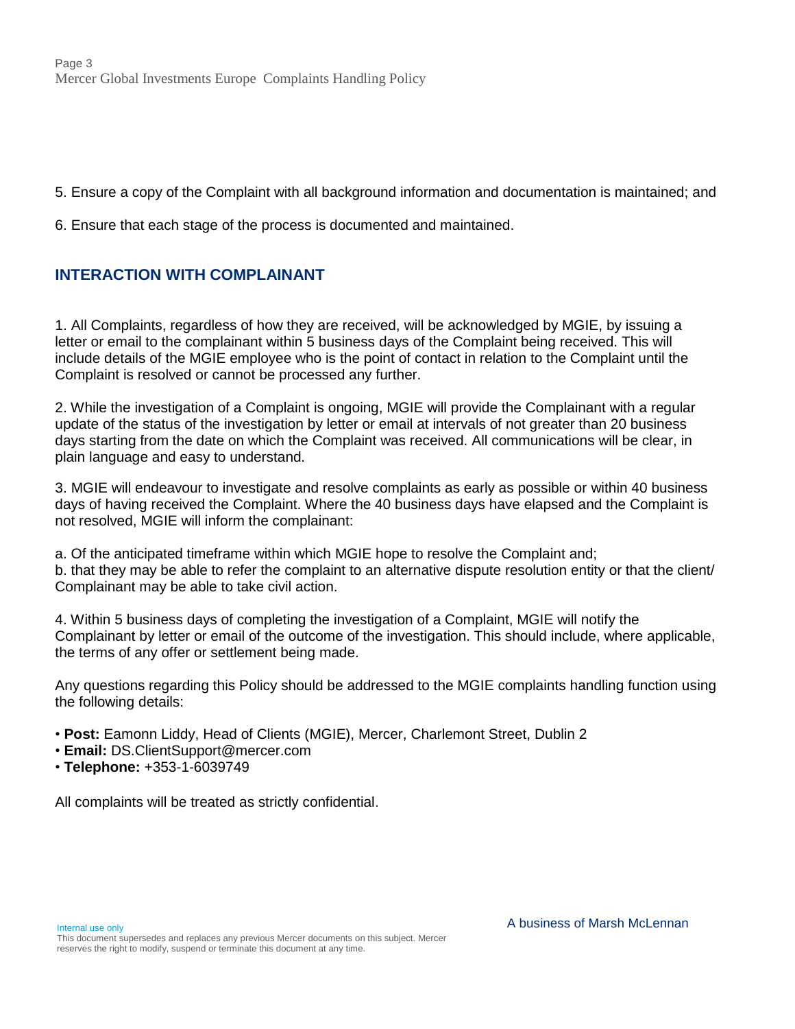5. Ensure a copy of the Complaint with all background information and documentation is maintained; and

6. Ensure that each stage of the process is documented and maintained.

## INTERACTION WITH COMPLAINANT

1. All Complaints, regardless of how they are received, will be acknowledged by MGIE, by issuing a letter or email to the complainant within 5 business days of the Complaint being received. This will include details of the MGIE employee who is the point of contact in relation to the Complaint until the Complaint is resolved or cannot be processed any further.

2. While the investigation of a Complaint is ongoing, MGIE will provide the Complainant with a regular update of the status of the investigation by letter or email at intervals of not greater than 20 business days starting from the date on which the Complaint was received. All communications will be clear, in plain language and easy to understand.

3. MGIE will endeavour to investigate and resolve complaints as early as possible or within 40 business days of having received the Complaint. Where the 40 business days have elapsed and the Complaint is not resolved, MGIE will inform the complainant:

a. Of the anticipated timeframe within which MGIE hope to resolve the Complaint and;
b. that they may be able to refer the complaint to an alternative dispute resolution entity or that the client/ Complainant may be able to take civil action.

4. Within 5 business days of completing the investigation of a Complaint, MGIE will notify the Complainant by letter or email of the outcome of the investigation. This should include, where applicable, the terms of any offer or settlement being made.

Any questions regarding this Policy should be addressed to the MGIE complaints handling function using the following details:

- **Post:** Eamonn Liddy, Head of Clients (MGIE), Mercer, Charlemont Street, Dublin 2
- **Email:** DS.ClientSupport@mercer.com
- **Telephone:** +353-1-6039749

All complaints will be treated as strictly confidential.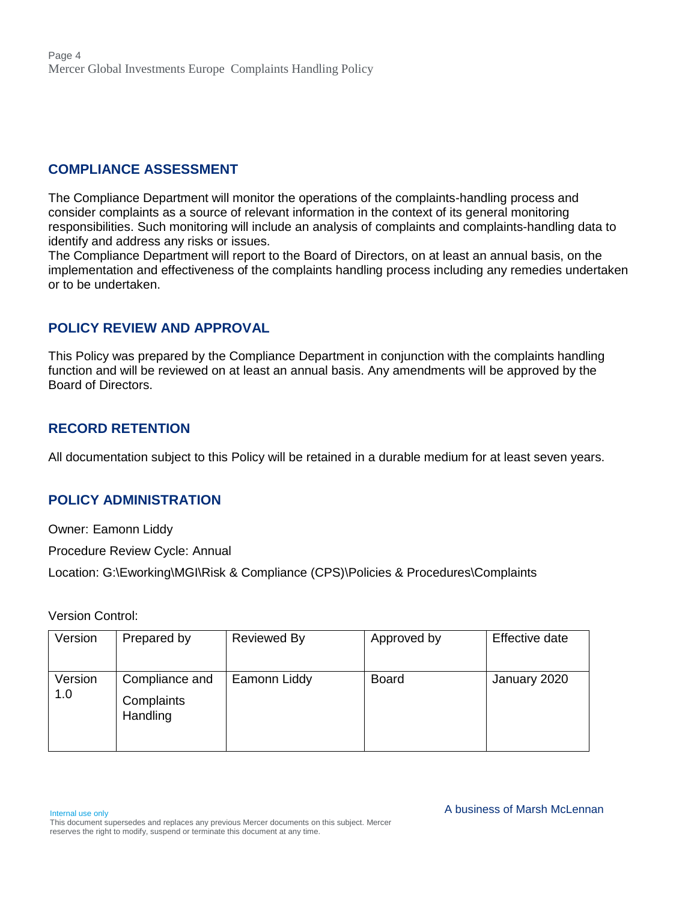## COMPLIANCE ASSESSMENT

The Compliance Department will monitor the operations of the complaints-handling process and consider complaints as a source of relevant information in the context of its general monitoring responsibilities. Such monitoring will include an analysis of complaints and complaints-handling data to identify and address any risks or issues.

The Compliance Department will report to the Board of Directors, on at least an annual basis, on the implementation and effectiveness of the complaints handling process including any remedies undertaken or to be undertaken.

## POLICY REVIEW AND APPROVAL

This Policy was prepared by the Compliance Department in conjunction with the complaints handling function and will be reviewed on at least an annual basis. Any amendments will be approved by the Board of Directors.

## RECORD RETENTION

All documentation subject to this Policy will be retained in a durable medium for at least seven years.

## POLICY ADMINISTRATION

Owner: Eamonn Liddy

Procedure Review Cycle: Annual

Location: G:\Eworking\MGI\Risk & Compliance (CPS)\Policies & Procedures\Complaints

Version Control:

| Version | Prepared by | Reviewed By | Approved by | Effective date |
|---|---|---|---|---|
| Version 1.0 | Compliance and Complaints Handling | Eamonn Liddy | Board | January 2020 |

Internal use only

This document supersedes and replaces any previous Mercer documents on this subject. Mercer reserves the right to modify, suspend or terminate this document at any time.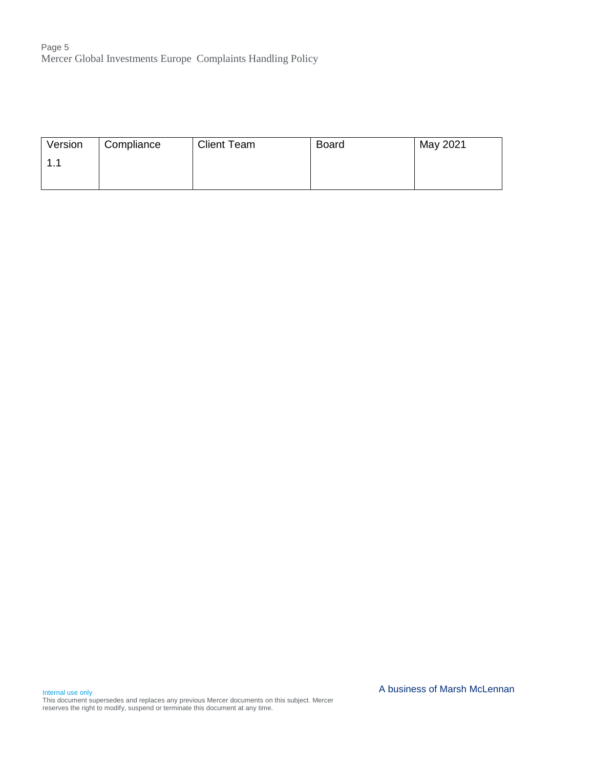| | | | | |
|---|---|---|---|---|
| Version 1.1 | Compliance | Client Team | Board | May 2021 |

Internal use only

This document supersedes and replaces any previous Mercer documents on this subject. Mercer reserves the right to modify, suspend or terminate this document at any time.

A business of Marsh McLennan